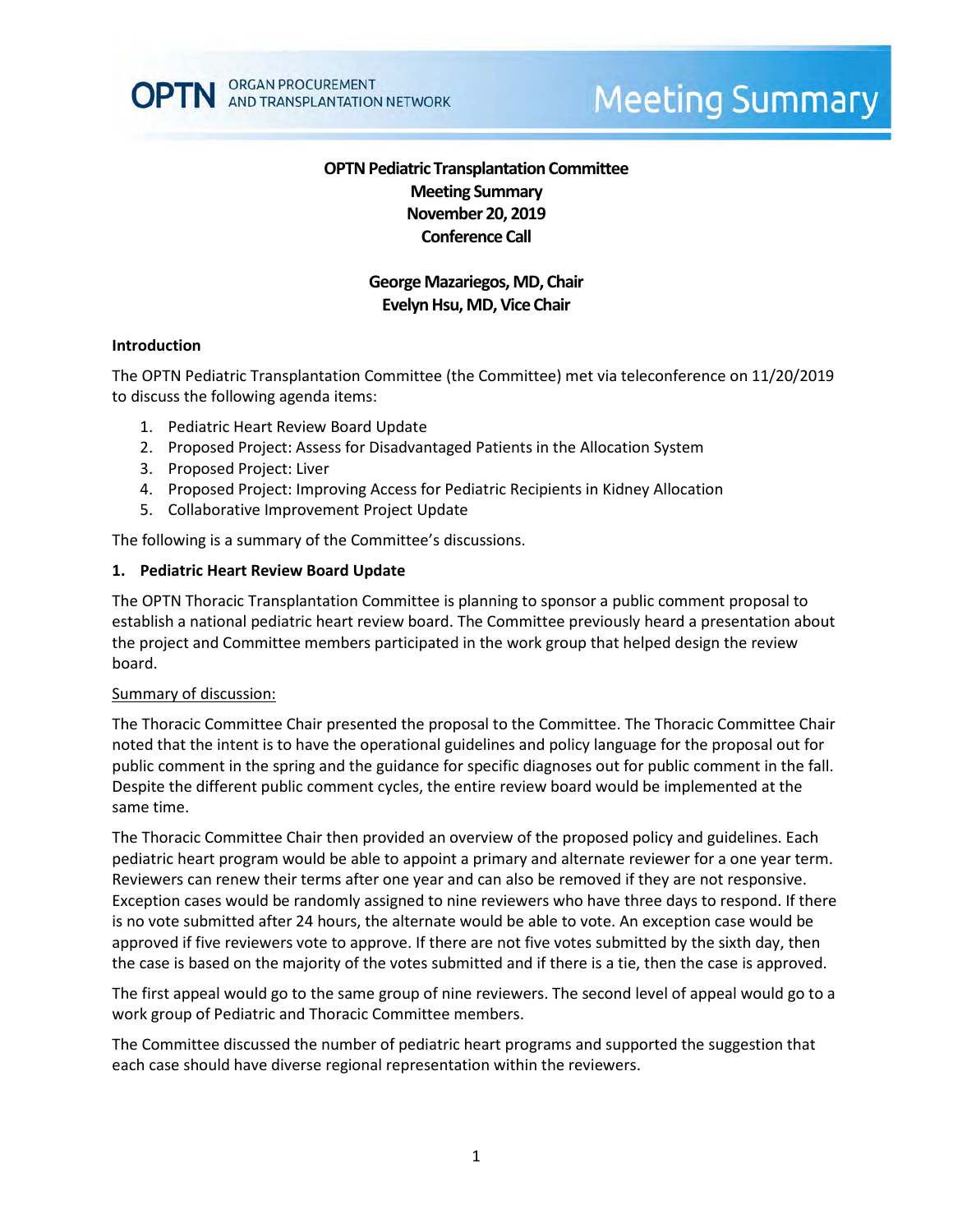# OPTN Pediatric Transplantation Committee
## Meeting Summary
## November 20, 2019
## Conference Call

**George Mazariegos, MD, Chair**
**Evelyn Hsu, MD, Vice Chair**

### Introduction

The OPTN Pediatric Transplantation Committee (the Committee) met via teleconference on 11/20/2019 to discuss the following agenda items:

1. Pediatric Heart Review Board Update
2. Proposed Project: Assess for Disadvantaged Patients in the Allocation System
3. Proposed Project: Liver
4. Proposed Project: Improving Access for Pediatric Recipients in Kidney Allocation
5. Collaborative Improvement Project Update

The following is a summary of the Committee's discussions.

### 1. Pediatric Heart Review Board Update

The OPTN Thoracic Transplantation Committee is planning to sponsor a public comment proposal to establish a national pediatric heart review board. The Committee previously heard a presentation about the project and Committee members participated in the work group that helped design the review board.

Summary of discussion:

The Thoracic Committee Chair presented the proposal to the Committee. The Thoracic Committee Chair noted that the intent is to have the operational guidelines and policy language for the proposal out for public comment in the spring and the guidance for specific diagnoses out for public comment in the fall. Despite the different public comment cycles, the entire review board would be implemented at the same time.

The Thoracic Committee Chair then provided an overview of the proposed policy and guidelines. Each pediatric heart program would be able to appoint a primary and alternate reviewer for a one year term. Reviewers can renew their terms after one year and can also be removed if they are not responsive. Exception cases would be randomly assigned to nine reviewers who have three days to respond. If there is no vote submitted after 24 hours, the alternate would be able to vote. An exception case would be approved if five reviewers vote to approve. If there are not five votes submitted by the sixth day, then the case is based on the majority of the votes submitted and if there is a tie, then the case is approved.

The first appeal would go to the same group of nine reviewers. The second level of appeal would go to a work group of Pediatric and Thoracic Committee members.

The Committee discussed the number of pediatric heart programs and supported the suggestion that each case should have diverse regional representation within the reviewers.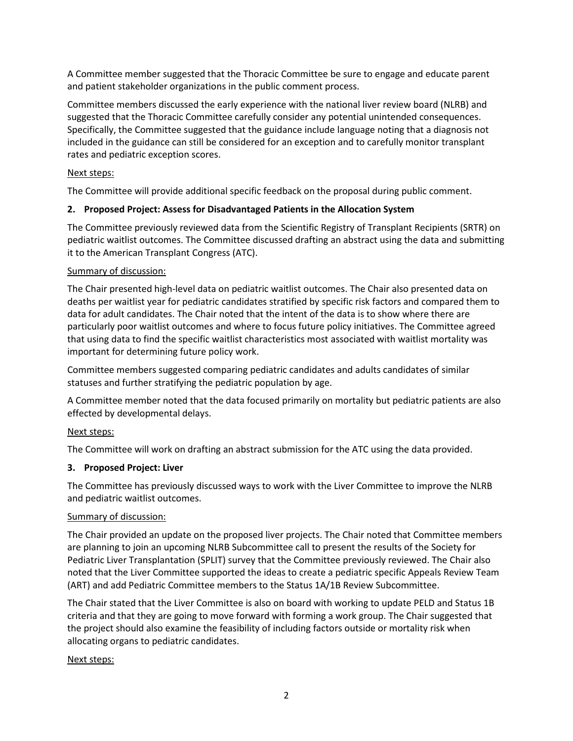A Committee member suggested that the Thoracic Committee be sure to engage and educate parent and patient stakeholder organizations in the public comment process.

Committee members discussed the early experience with the national liver review board (NLRB) and suggested that the Thoracic Committee carefully consider any potential unintended consequences. Specifically, the Committee suggested that the guidance include language noting that a diagnosis not included in the guidance can still be considered for an exception and to carefully monitor transplant rates and pediatric exception scores.

Next steps:

The Committee will provide additional specific feedback on the proposal during public comment.

**2. Proposed Project: Assess for Disadvantaged Patients in the Allocation System**

The Committee previously reviewed data from the Scientific Registry of Transplant Recipients (SRTR) on pediatric waitlist outcomes. The Committee discussed drafting an abstract using the data and submitting it to the American Transplant Congress (ATC).

Summary of discussion:

The Chair presented high-level data on pediatric waitlist outcomes. The Chair also presented data on deaths per waitlist year for pediatric candidates stratified by specific risk factors and compared them to data for adult candidates. The Chair noted that the intent of the data is to show where there are particularly poor waitlist outcomes and where to focus future policy initiatives. The Committee agreed that using data to find the specific waitlist characteristics most associated with waitlist mortality was important for determining future policy work.

Committee members suggested comparing pediatric candidates and adults candidates of similar statuses and further stratifying the pediatric population by age.

A Committee member noted that the data focused primarily on mortality but pediatric patients are also effected by developmental delays.

Next steps:

The Committee will work on drafting an abstract submission for the ATC using the data provided.

**3. Proposed Project: Liver**

The Committee has previously discussed ways to work with the Liver Committee to improve the NLRB and pediatric waitlist outcomes.

Summary of discussion:

The Chair provided an update on the proposed liver projects. The Chair noted that Committee members are planning to join an upcoming NLRB Subcommittee call to present the results of the Society for Pediatric Liver Transplantation (SPLIT) survey that the Committee previously reviewed. The Chair also noted that the Liver Committee supported the ideas to create a pediatric specific Appeals Review Team (ART) and add Pediatric Committee members to the Status 1A/1B Review Subcommittee.

The Chair stated that the Liver Committee is also on board with working to update PELD and Status 1B criteria and that they are going to move forward with forming a work group. The Chair suggested that the project should also examine the feasibility of including factors outside or mortality risk when allocating organs to pediatric candidates.

Next steps: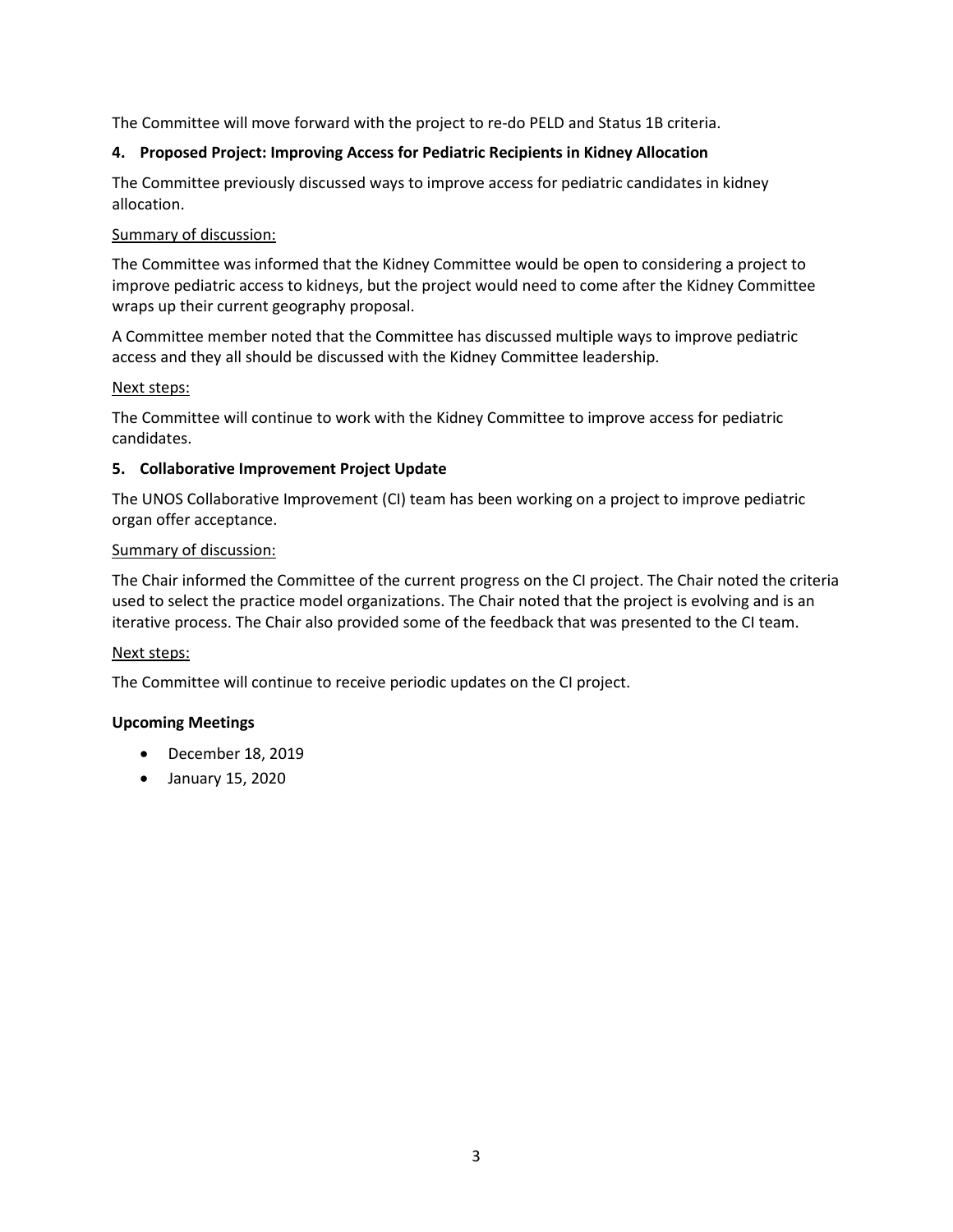The Committee will move forward with the project to re-do PELD and Status 1B criteria.

**4. Proposed Project: Improving Access for Pediatric Recipients in Kidney Allocation**

The Committee previously discussed ways to improve access for pediatric candidates in kidney allocation.

Summary of discussion:

The Committee was informed that the Kidney Committee would be open to considering a project to improve pediatric access to kidneys, but the project would need to come after the Kidney Committee wraps up their current geography proposal.

A Committee member noted that the Committee has discussed multiple ways to improve pediatric access and they all should be discussed with the Kidney Committee leadership.

Next steps:

The Committee will continue to work with the Kidney Committee to improve access for pediatric candidates.

**5. Collaborative Improvement Project Update**

The UNOS Collaborative Improvement (CI) team has been working on a project to improve pediatric organ offer acceptance.

Summary of discussion:

The Chair informed the Committee of the current progress on the CI project. The Chair noted the criteria used to select the practice model organizations. The Chair noted that the project is evolving and is an iterative process. The Chair also provided some of the feedback that was presented to the CI team.

Next steps:

The Committee will continue to receive periodic updates on the CI project.

**Upcoming Meetings**

- December 18, 2019
- January 15, 2020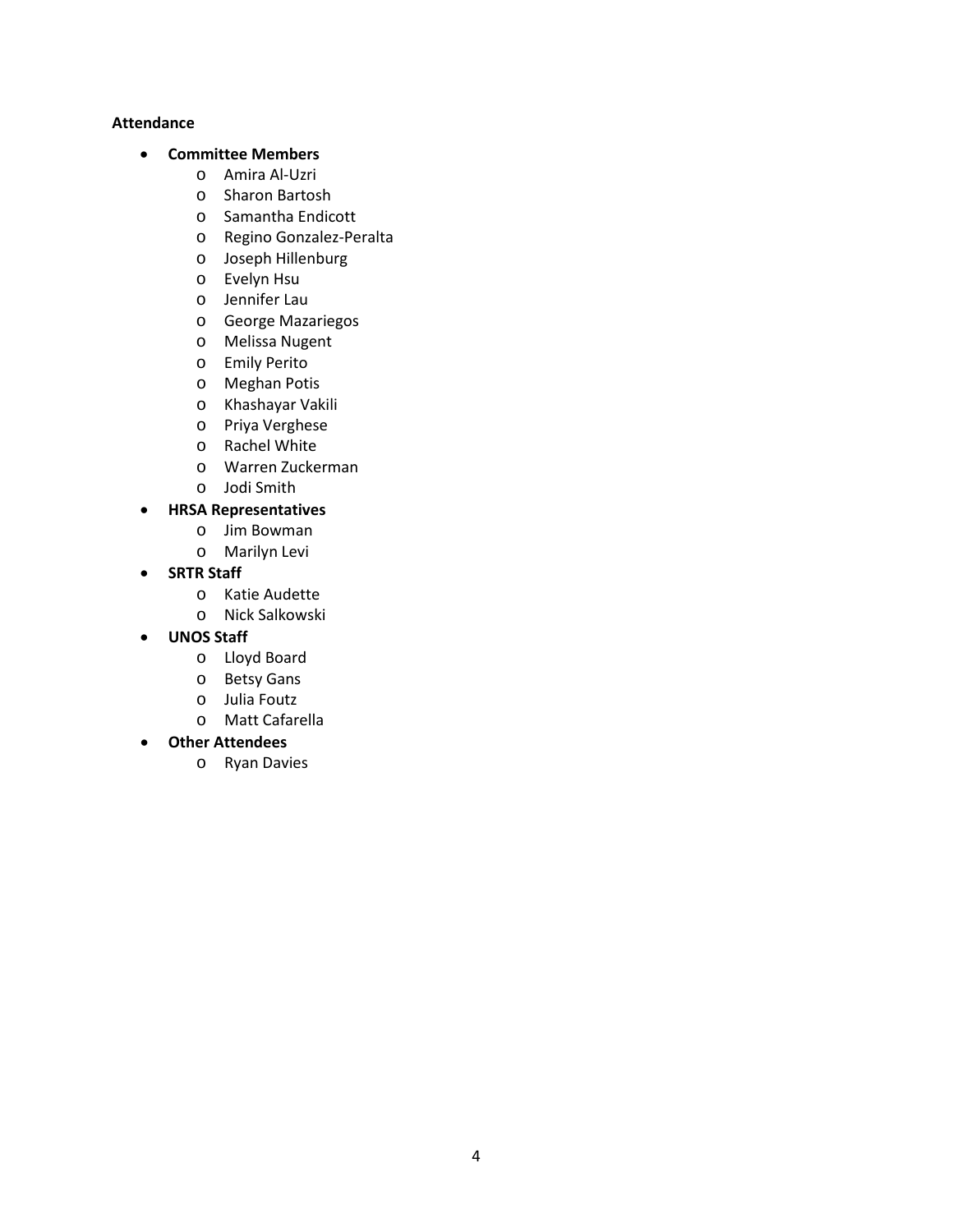**Attendance**

- **Committee Members**
  - Amira Al-Uzri
  - Sharon Bartosh
  - Samantha Endicott
  - Regino Gonzalez-Peralta
  - Joseph Hillenburg
  - Evelyn Hsu
  - Jennifer Lau
  - George Mazariegos
  - Melissa Nugent
  - Emily Perito
  - Meghan Potis
  - Khashayar Vakili
  - Priya Verghese
  - Rachel White
  - Warren Zuckerman
  - Jodi Smith
- **HRSA Representatives**
  - Jim Bowman
  - Marilyn Levi
- **SRTR Staff**
  - Katie Audette
  - Nick Salkowski
- **UNOS Staff**
  - Lloyd Board
  - Betsy Gans
  - Julia Foutz
  - Matt Cafarella
- **Other Attendees**
  - Ryan Davies